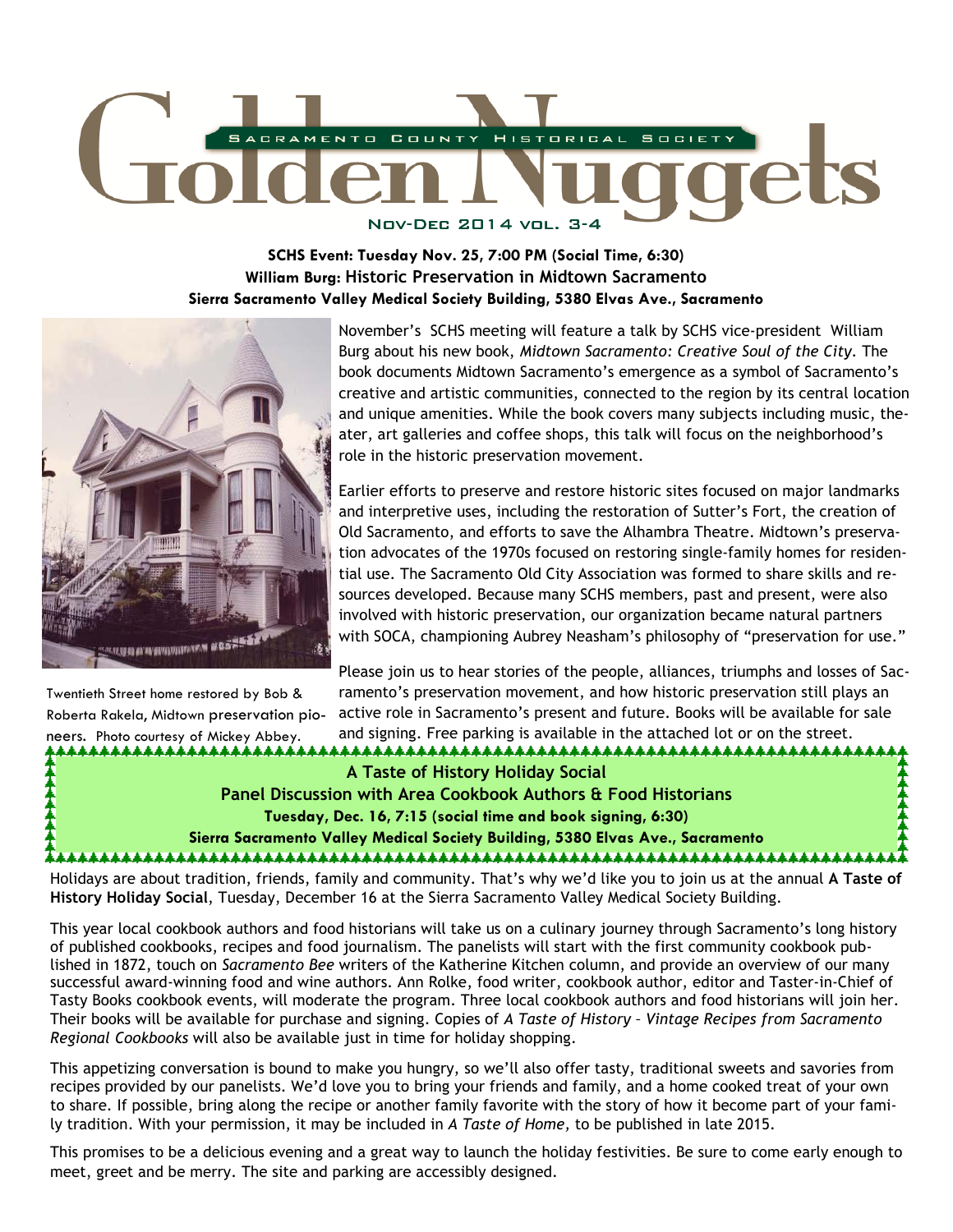# Golden Nuggets

Sacramento County Historical Society

Nov-Dec 2014 vol. 3-4

**SCHS Event: Tuesday Nov. 25, 7:00 PM (Social Time, 6:30)**
**William Burg: Historic Preservation in Midtown Sacramento**
**Sierra Sacramento Valley Medical Society Building, 5380 Elvas Ave., Sacramento**

Twentieth Street home restored by Bob & Roberta Rakela, Midtown preservation pioneers. Photo courtesy of Mickey Abbey.

November's SCHS meeting will feature a talk by SCHS vice-president William Burg about his new book, *Midtown Sacramento: Creative Soul of the City*. The book documents Midtown Sacramento's emergence as a symbol of Sacramento's creative and artistic communities, connected to the region by its central location and unique amenities. While the book covers many subjects including music, theater, art galleries and coffee shops, this talk will focus on the neighborhood's role in the historic preservation movement.

Earlier efforts to preserve and restore historic sites focused on major landmarks and interpretive uses, including the restoration of Sutter's Fort, the creation of Old Sacramento, and efforts to save the Alhambra Theatre. Midtown's preservation advocates of the 1970s focused on restoring single-family homes for residential use. The Sacramento Old City Association was formed to share skills and resources developed. Because many SCHS members, past and present, were also involved with historic preservation, our organization became natural partners with SOCA, championing Aubrey Neasham's philosophy of "preservation for use."

Please join us to hear stories of the people, alliances, triumphs and losses of Sacramento's preservation movement, and how historic preservation still plays an active role in Sacramento's present and future. Books will be available for sale and signing. Free parking is available in the attached lot or on the street.

**A Taste of History Holiday Social**
**Panel Discussion with Area Cookbook Authors & Food Historians**
**Tuesday, Dec. 16, 7:15 (social time and book signing, 6:30)**
**Sierra Sacramento Valley Medical Society Building, 5380 Elvas Ave., Sacramento**

Holidays are about tradition, friends, family and community. That's why we'd like you to join us at the annual **A Taste of History Holiday Social**, Tuesday, December 16 at the Sierra Sacramento Valley Medical Society Building.

This year local cookbook authors and food historians will take us on a culinary journey through Sacramento's long history of published cookbooks, recipes and food journalism. The panelists will start with the first community cookbook published in 1872, touch on *Sacramento Bee* writers of the Katherine Kitchen column, and provide an overview of our many successful award-winning food and wine authors. Ann Rolke, food writer, cookbook author, editor and Taster-in-Chief of Tasty Books cookbook events, will moderate the program. Three local cookbook authors and food historians will join her. Their books will be available for purchase and signing. Copies of *A Taste of History – Vintage Recipes from Sacramento Regional Cookbooks* will also be available just in time for holiday shopping.

This appetizing conversation is bound to make you hungry, so we'll also offer tasty, traditional sweets and savories from recipes provided by our panelists. We'd love you to bring your friends and family, and a home cooked treat of your own to share. If possible, bring along the recipe or another family favorite with the story of how it become part of your family tradition. With your permission, it may be included in *A Taste of Home,* to be published in late 2015.

This promises to be a delicious evening and a great way to launch the holiday festivities. Be sure to come early enough to meet, greet and be merry. The site and parking are accessibly designed.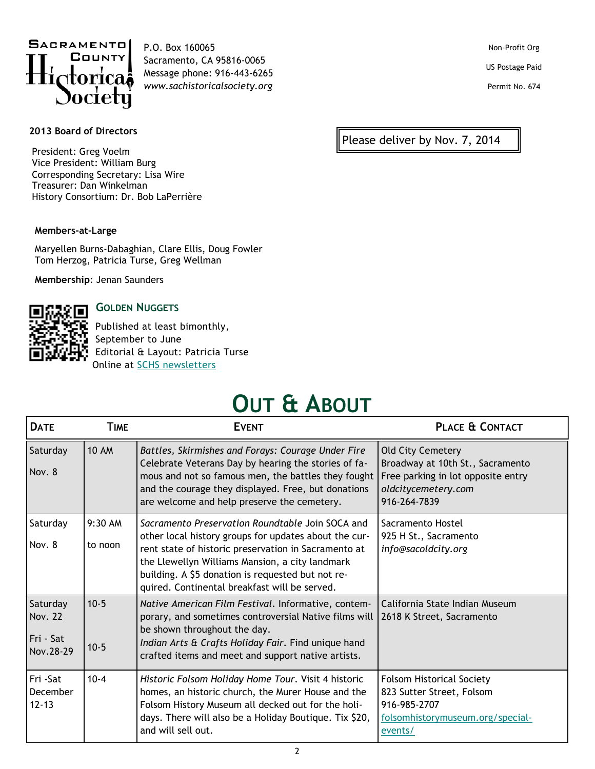Sacramento County Historical Society

P.O. Box 160065
Sacramento, CA 95816-0065
Message phone: 916-443-6265
*www.sachistoricalsociety.org*

Non-Profit Org
US Postage Paid
Permit No. 674

Please deliver by Nov. 7, 2014

**2013 Board of Directors**

President: Greg Voelm
Vice President: William Burg
Corresponding Secretary: Lisa Wire
Treasurer: Dan Winkelman
History Consortium: Dr. Bob LaPerrière

**Members-at-Large**

Maryellen Burns-Dabaghian, Clare Ellis, Doug Fowler
Tom Herzog, Patricia Turse, Greg Wellman

**Membership**: Jenan Saunders

**GOLDEN NUGGETS**

Published at least bimonthly,
September to June
Editorial & Layout: Patricia Turse
Online at SCHS newsletters

# OUT & ABOUT

| DATE | TIME | EVENT | PLACE & CONTACT |
|---|---|---|---|
| Saturday Nov. 8 | 10 AM | *Battles, Skirmishes and Forays: Courage Under Fire* Celebrate Veterans Day by hearing the stories of famous and not so famous men, the battles they fought and the courage they displayed. Free, but donations are welcome and help preserve the cemetery. | Old City Cemetery<br>Broadway at 10th St., Sacramento<br>Free parking in lot opposite entry<br>*oldcitycemetery.com*<br>916-264-7839 |
| Saturday Nov. 8 | 9:30 AM to noon | *Sacramento Preservation Roundtable* Join SOCA and other local history groups for updates about the current state of historic preservation in Sacramento at the Llewellyn Williams Mansion, a city landmark building. A $5 donation is requested but not required. Continental breakfast will be served. | Sacramento Hostel<br>925 H St., Sacramento<br>*info@sacoldcity.org* |
| Saturday Nov. 22<br>Fri - Sat Nov.28-29 | 10-5<br>10-5 | *Native American Film Festival*. Informative, contemporary, and sometimes controversial Native films will be shown throughout the day.<br>*Indian Arts & Crafts Holiday Fair*. Find unique hand crafted items and meet and support native artists. | California State Indian Museum<br>2618 K Street, Sacramento |
| Fri -Sat December 12-13 | 10-4 | *Historic Folsom Holiday Home Tour*. Visit 4 historic homes, an historic church, the Murer House and the Folsom History Museum all decked out for the holidays. There will also be a Holiday Boutique. Tix $20, and will sell out. | Folsom Historical Society<br>823 Sutter Street, Folsom<br>916-985-2707<br>folsomhistorymuseum.org/special-events/ |